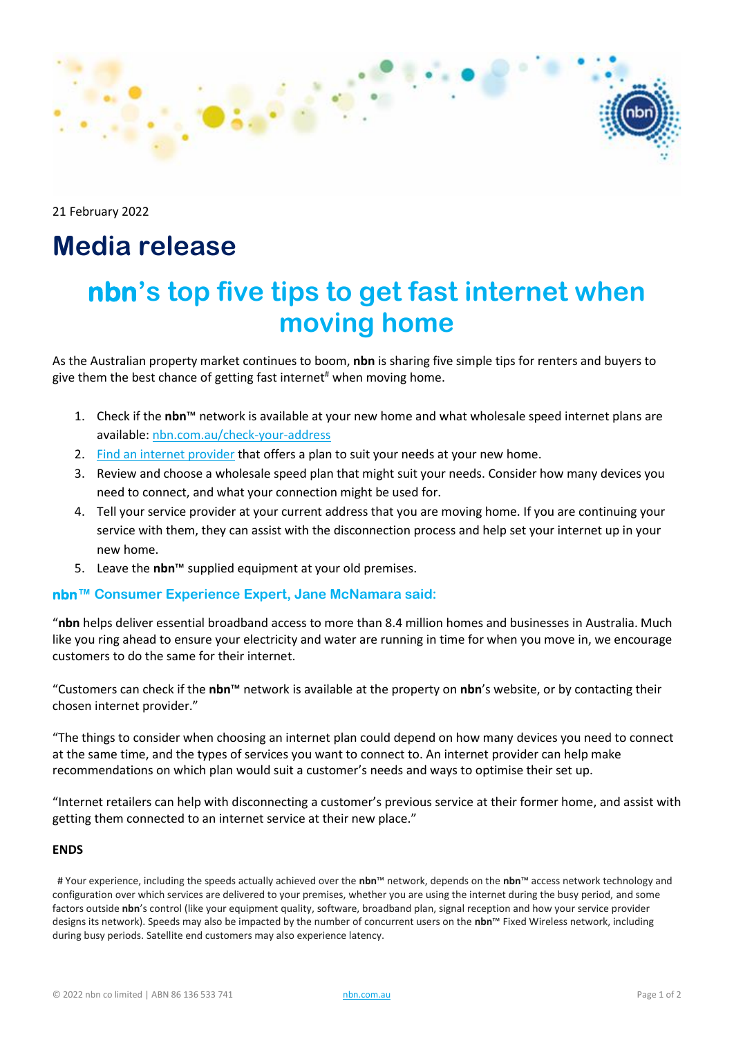21 February 2022

# Media release

## **nbn**'s top five tips to get fast internet when moving home

As the Australian property market continues to boom, **nbn** is sharing five simple tips for renters and buyers to give them the best chance of getting fast internet# when moving home.

1. Check if the **nbn**™ network is available at your new home and what wholesale speed internet plans are available: nbn.com.au/check-your-address
2. Find an internet provider that offers a plan to suit your needs at your new home.
3. Review and choose a wholesale speed plan that might suit your needs. Consider how many devices you need to connect, and what your connection might be used for.
4. Tell your service provider at your current address that you are moving home. If you are continuing your service with them, they can assist with the disconnection process and help set your internet up in your new home.
5. Leave the **nbn**™ supplied equipment at your old premises.

### **nbn**™ Consumer Experience Expert, Jane McNamara said:

"**nbn** helps deliver essential broadband access to more than 8.4 million homes and businesses in Australia. Much like you ring ahead to ensure your electricity and water are running in time for when you move in, we encourage customers to do the same for their internet.

"Customers can check if the **nbn**™ network is available at the property on **nbn**'s website, or by contacting their chosen internet provider."

"The things to consider when choosing an internet plan could depend on how many devices you need to connect at the same time, and the types of services you want to connect to. An internet provider can help make recommendations on which plan would suit a customer's needs and ways to optimise their set up.

"Internet retailers can help with disconnecting a customer's previous service at their former home, and assist with getting them connected to an internet service at their new place."

**ENDS**

**#** Your experience, including the speeds actually achieved over the **nbn**™ network, depends on the **nbn**™ access network technology and configuration over which services are delivered to your premises, whether you are using the internet during the busy period, and some factors outside **nbn**'s control (like your equipment quality, software, broadband plan, signal reception and how your service provider designs its network). Speeds may also be impacted by the number of concurrent users on the **nbn**™ Fixed Wireless network, including during busy periods. Satellite end customers may also experience latency.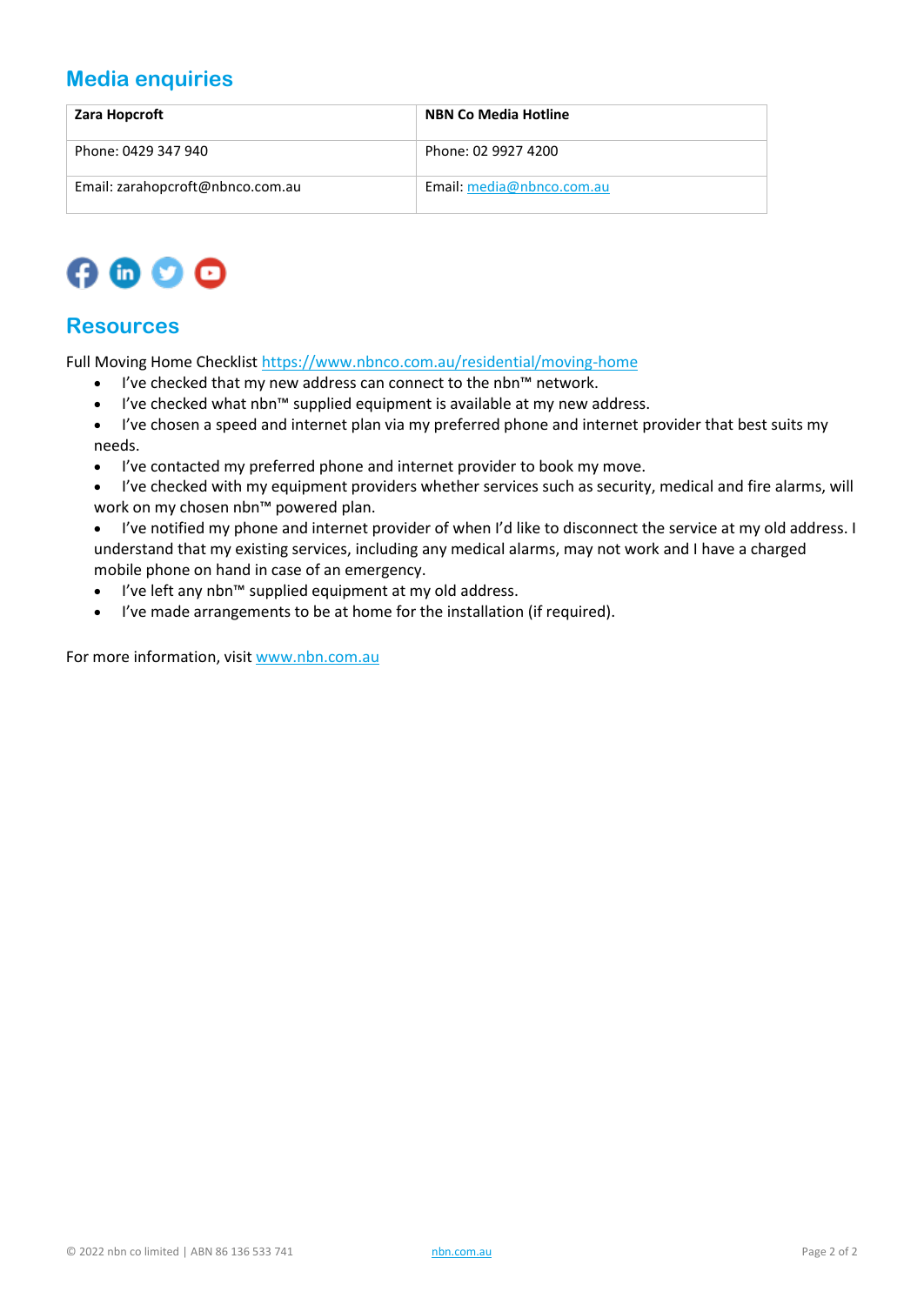## Media enquiries

| Zara Hopcroft | NBN Co Media Hotline |
|---|---|
| Phone: 0429 347 940 | Phone: 02 9927 4200 |
| Email: zarahopcroft@nbnco.com.au | Email: media@nbnco.com.au |

## Resources

Full Moving Home Checklist https://www.nbnco.com.au/residential/moving-home

- I've checked that my new address can connect to the nbn™ network.
- I've checked what nbn™ supplied equipment is available at my new address.
- I've chosen a speed and internet plan via my preferred phone and internet provider that best suits my needs.
- I've contacted my preferred phone and internet provider to book my move.
- I've checked with my equipment providers whether services such as security, medical and fire alarms, will work on my chosen nbn™ powered plan.
- I've notified my phone and internet provider of when I'd like to disconnect the service at my old address. I understand that my existing services, including any medical alarms, may not work and I have a charged mobile phone on hand in case of an emergency.
- I've left any nbn™ supplied equipment at my old address.
- I've made arrangements to be at home for the installation (if required).

For more information, visit www.nbn.com.au

© 2022 nbn co limited | ABN 86 136 533 741